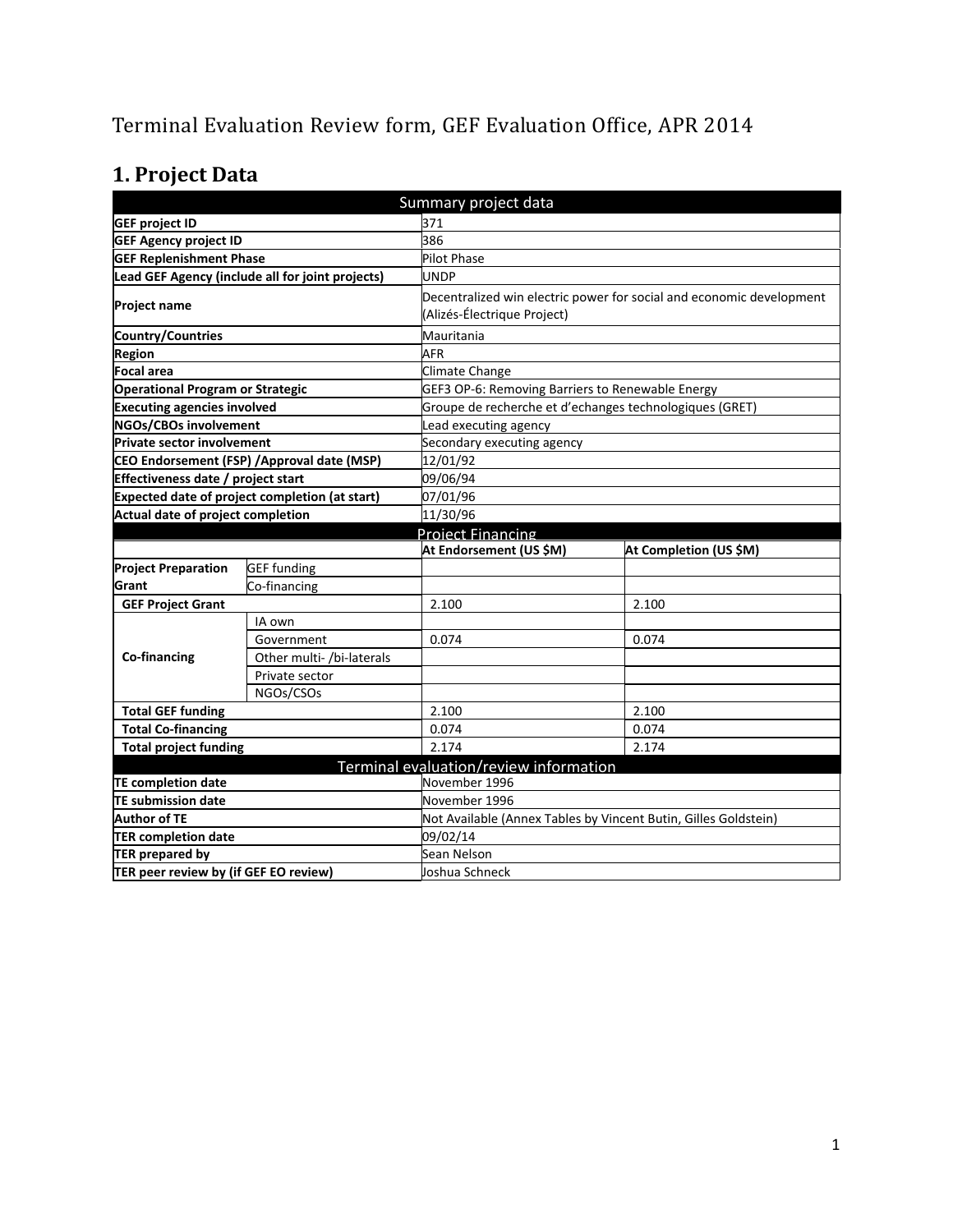Terminal Evaluation Review form, GEF Evaluation Office, APR 2014

# 1. Project Data

| Summary project data | |
|---|---|
| **GEF project ID** | 371 |
| **GEF Agency project ID** | 386 |
| **GEF Replenishment Phase** | Pilot Phase |
| **Lead GEF Agency (include all for joint projects)** | UNDP |
| **Project name** | Decentralized win electric power for social and economic development (Alizés-Électrique Project) |
| **Country/Countries** | Mauritania |
| **Region** | AFR |
| **Focal area** | Climate Change |
| **Operational Program or Strategic** | GEF3 OP-6: Removing Barriers to Renewable Energy |
| **Executing agencies involved** | Groupe de recherche et d'echanges technologiques (GRET) |
| **NGOs/CBOs involvement** | Lead executing agency |
| **Private sector involvement** | Secondary executing agency |
| **CEO Endorsement (FSP) /Approval date (MSP)** | 12/01/92 |
| **Effectiveness date / project start** | 09/06/94 |
| **Expected date of project completion (at start)** | 07/01/96 |
| **Actual date of project completion** | 11/30/96 |

| Project Financing | | | |
|---|---|---|---|
| | | **At Endorsement (US $M)** | **At Completion (US $M)** |
| **Project Preparation Grant** | GEF funding | | |
| | Co-financing | | |
| **GEF Project Grant** | | 2.100 | 2.100 |
| **Co-financing** | IA own | | |
| | Government | 0.074 | 0.074 |
| | Other multi- /bi-laterals | | |
| | Private sector | | |
| | NGOs/CSOs | | |
| **Total GEF funding** | | 2.100 | 2.100 |
| **Total Co-financing** | | 0.074 | 0.074 |
| **Total project funding** | | 2.174 | 2.174 |

| Terminal evaluation/review information | |
|---|---|
| **TE completion date** | November 1996 |
| **TE submission date** | November 1996 |
| **Author of TE** | Not Available (Annex Tables by Vincent Butin, Gilles Goldstein) |
| **TER completion date** | 09/02/14 |
| **TER prepared by** | Sean Nelson |
| **TER peer review by (if GEF EO review)** | Joshua Schneck |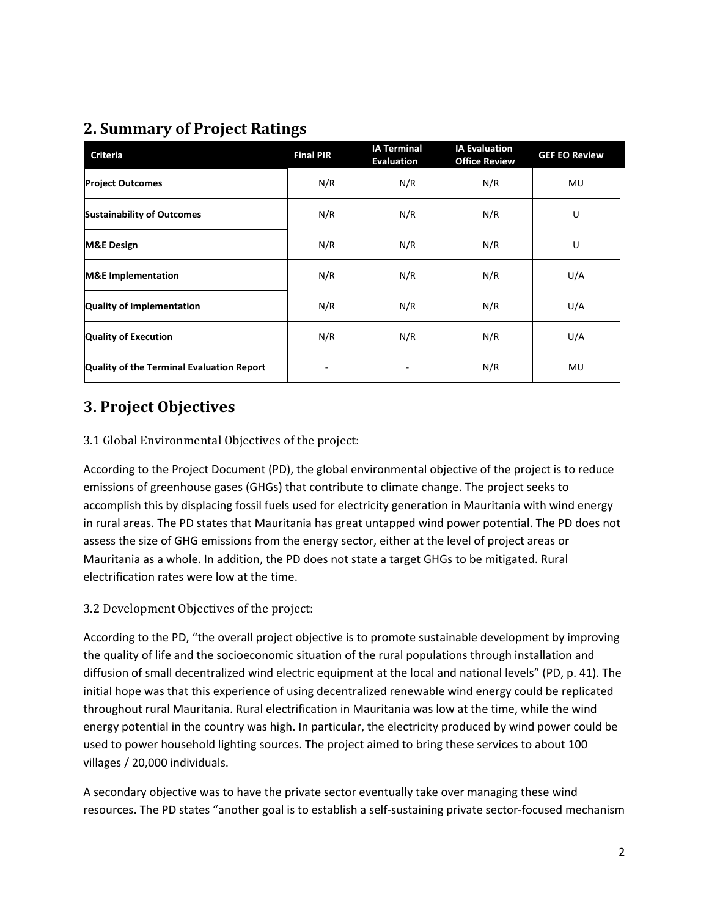## 2. Summary of Project Ratings

| Criteria | Final PIR | IA Terminal Evaluation | IA Evaluation Office Review | GEF EO Review |
|---|---|---|---|---|
| **Project Outcomes** | N/R | N/R | N/R | MU |
| **Sustainability of Outcomes** | N/R | N/R | N/R | U |
| **M&E Design** | N/R | N/R | N/R | U |
| **M&E Implementation** | N/R | N/R | N/R | U/A |
| **Quality of Implementation** | N/R | N/R | N/R | U/A |
| **Quality of Execution** | N/R | N/R | N/R | U/A |
| **Quality of the Terminal Evaluation Report** | - | - | N/R | MU |

## 3. Project Objectives

### 3.1 Global Environmental Objectives of the project:

According to the Project Document (PD), the global environmental objective of the project is to reduce emissions of greenhouse gases (GHGs) that contribute to climate change. The project seeks to accomplish this by displacing fossil fuels used for electricity generation in Mauritania with wind energy in rural areas. The PD states that Mauritania has great untapped wind power potential. The PD does not assess the size of GHG emissions from the energy sector, either at the level of project areas or Mauritania as a whole. In addition, the PD does not state a target GHGs to be mitigated. Rural electrification rates were low at the time.

### 3.2 Development Objectives of the project:

According to the PD, "the overall project objective is to promote sustainable development by improving the quality of life and the socioeconomic situation of the rural populations through installation and diffusion of small decentralized wind electric equipment at the local and national levels" (PD, p. 41). The initial hope was that this experience of using decentralized renewable wind energy could be replicated throughout rural Mauritania. Rural electrification in Mauritania was low at the time, while the wind energy potential in the country was high. In particular, the electricity produced by wind power could be used to power household lighting sources. The project aimed to bring these services to about 100 villages / 20,000 individuals.

A secondary objective was to have the private sector eventually take over managing these wind resources. The PD states "another goal is to establish a self-sustaining private sector-focused mechanism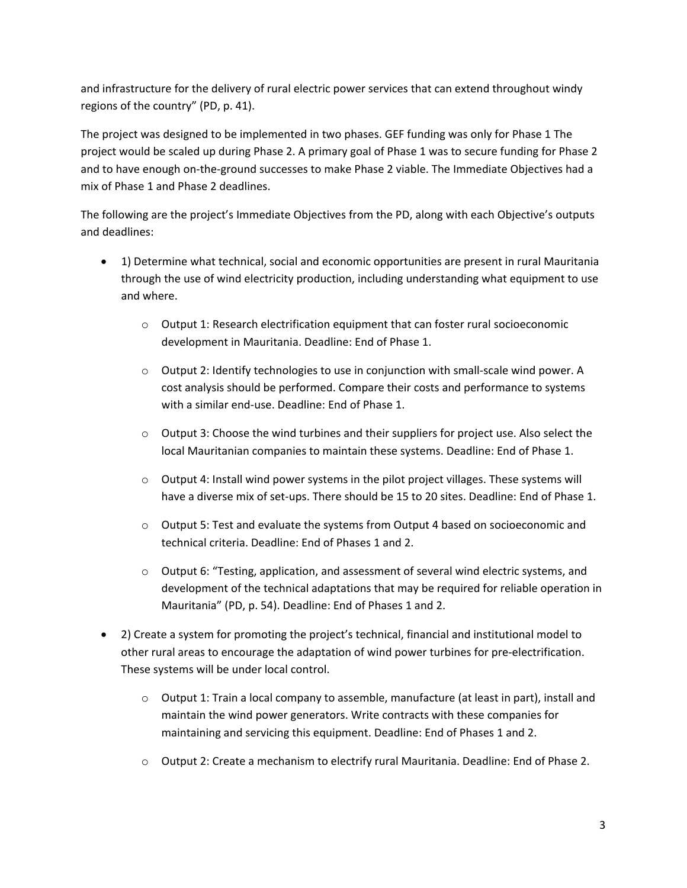and infrastructure for the delivery of rural electric power services that can extend throughout windy regions of the country" (PD, p. 41).

The project was designed to be implemented in two phases. GEF funding was only for Phase 1 The project would be scaled up during Phase 2. A primary goal of Phase 1 was to secure funding for Phase 2 and to have enough on-the-ground successes to make Phase 2 viable. The Immediate Objectives had a mix of Phase 1 and Phase 2 deadlines.

The following are the project's Immediate Objectives from the PD, along with each Objective's outputs and deadlines:

- 1) Determine what technical, social and economic opportunities are present in rural Mauritania through the use of wind electricity production, including understanding what equipment to use and where.
  - Output 1: Research electrification equipment that can foster rural socioeconomic development in Mauritania. Deadline: End of Phase 1.
  - Output 2: Identify technologies to use in conjunction with small-scale wind power. A cost analysis should be performed. Compare their costs and performance to systems with a similar end-use. Deadline: End of Phase 1.
  - Output 3: Choose the wind turbines and their suppliers for project use. Also select the local Mauritanian companies to maintain these systems. Deadline: End of Phase 1.
  - Output 4: Install wind power systems in the pilot project villages. These systems will have a diverse mix of set-ups. There should be 15 to 20 sites. Deadline: End of Phase 1.
  - Output 5: Test and evaluate the systems from Output 4 based on socioeconomic and technical criteria. Deadline: End of Phases 1 and 2.
  - Output 6: "Testing, application, and assessment of several wind electric systems, and development of the technical adaptations that may be required for reliable operation in Mauritania" (PD, p. 54). Deadline: End of Phases 1 and 2.
- 2) Create a system for promoting the project's technical, financial and institutional model to other rural areas to encourage the adaptation of wind power turbines for pre-electrification. These systems will be under local control.
  - Output 1: Train a local company to assemble, manufacture (at least in part), install and maintain the wind power generators. Write contracts with these companies for maintaining and servicing this equipment. Deadline: End of Phases 1 and 2.
  - Output 2: Create a mechanism to electrify rural Mauritania. Deadline: End of Phase 2.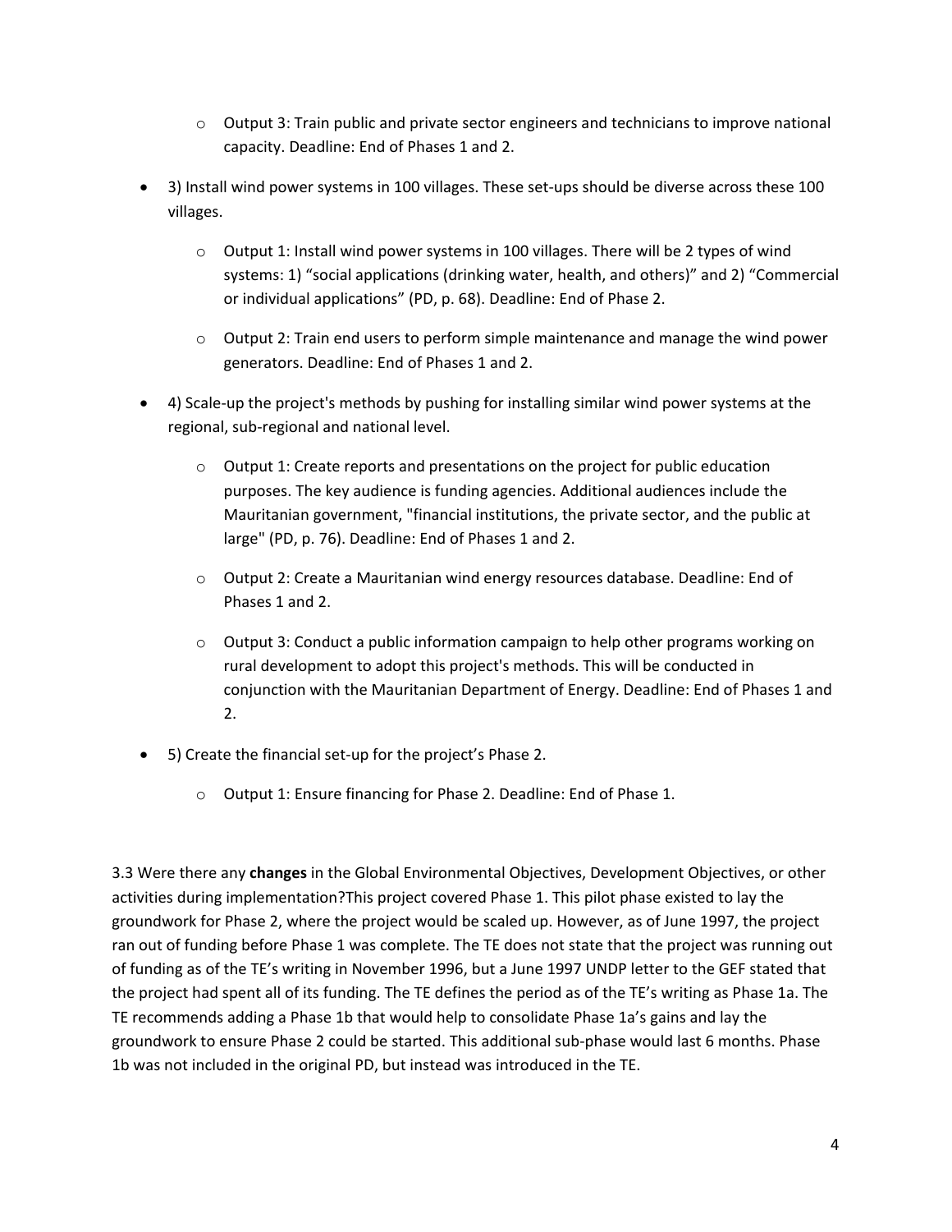- Output 3: Train public and private sector engineers and technicians to improve national capacity. Deadline: End of Phases 1 and 2.

- 3) Install wind power systems in 100 villages. These set-ups should be diverse across these 100 villages.
    - Output 1: Install wind power systems in 100 villages. There will be 2 types of wind systems: 1) "social applications (drinking water, health, and others)" and 2) "Commercial or individual applications" (PD, p. 68). Deadline: End of Phase 2.
    - Output 2: Train end users to perform simple maintenance and manage the wind power generators. Deadline: End of Phases 1 and 2.
- 4) Scale-up the project's methods by pushing for installing similar wind power systems at the regional, sub-regional and national level.
    - Output 1: Create reports and presentations on the project for public education purposes. The key audience is funding agencies. Additional audiences include the Mauritanian government, "financial institutions, the private sector, and the public at large" (PD, p. 76). Deadline: End of Phases 1 and 2.
    - Output 2: Create a Mauritanian wind energy resources database. Deadline: End of Phases 1 and 2.
    - Output 3: Conduct a public information campaign to help other programs working on rural development to adopt this project's methods. This will be conducted in conjunction with the Mauritanian Department of Energy. Deadline: End of Phases 1 and 2.
- 5) Create the financial set-up for the project's Phase 2.
    - Output 1: Ensure financing for Phase 2. Deadline: End of Phase 1.

3.3 Were there any **changes** in the Global Environmental Objectives, Development Objectives, or other activities during implementation?This project covered Phase 1. This pilot phase existed to lay the groundwork for Phase 2, where the project would be scaled up. However, as of June 1997, the project ran out of funding before Phase 1 was complete. The TE does not state that the project was running out of funding as of the TE's writing in November 1996, but a June 1997 UNDP letter to the GEF stated that the project had spent all of its funding. The TE defines the period as of the TE's writing as Phase 1a. The TE recommends adding a Phase 1b that would help to consolidate Phase 1a's gains and lay the groundwork to ensure Phase 2 could be started. This additional sub-phase would last 6 months. Phase 1b was not included in the original PD, but instead was introduced in the TE.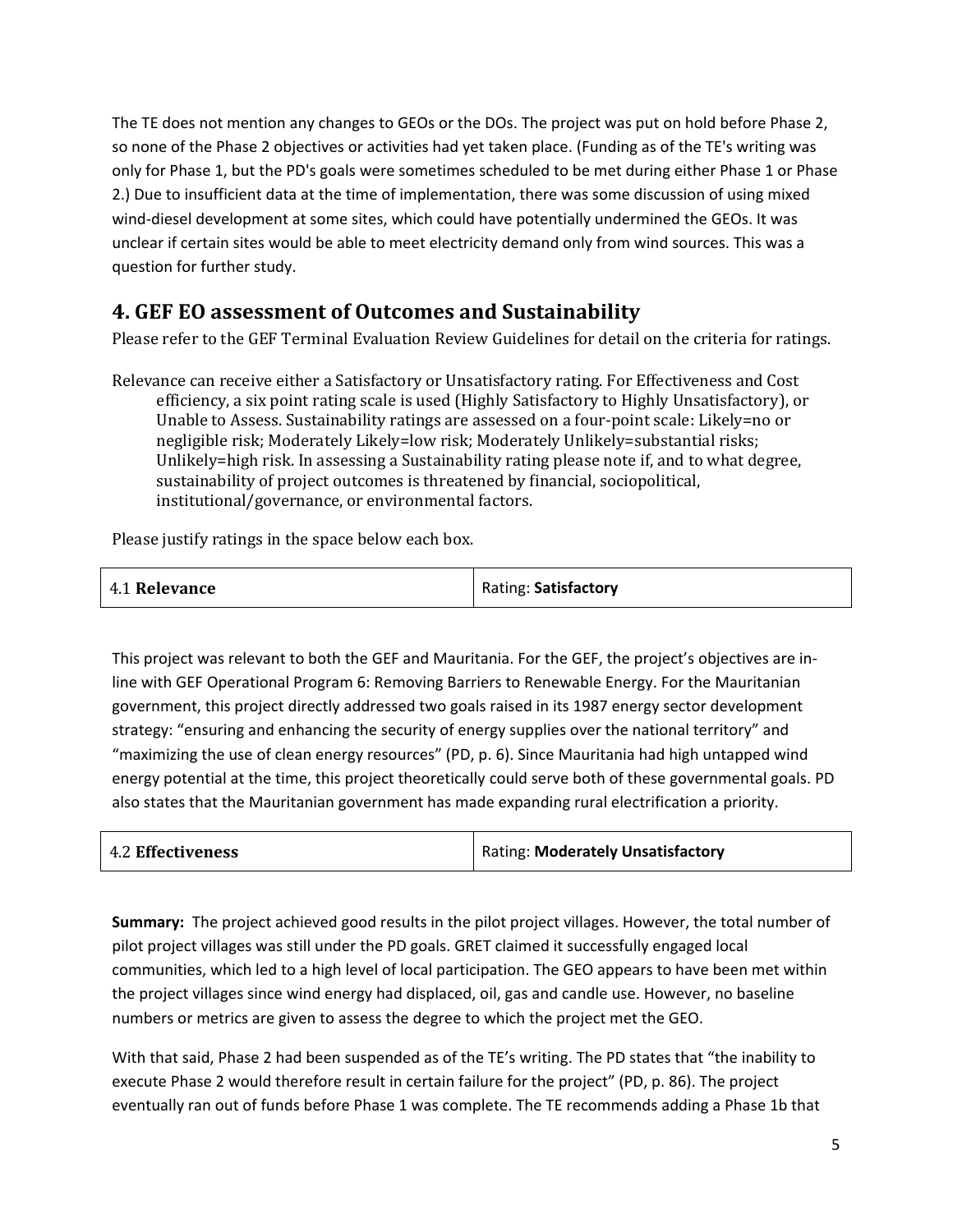The TE does not mention any changes to GEOs or the DOs. The project was put on hold before Phase 2, so none of the Phase 2 objectives or activities had yet taken place. (Funding as of the TE's writing was only for Phase 1, but the PD's goals were sometimes scheduled to be met during either Phase 1 or Phase 2.) Due to insufficient data at the time of implementation, there was some discussion of using mixed wind-diesel development at some sites, which could have potentially undermined the GEOs. It was unclear if certain sites would be able to meet electricity demand only from wind sources. This was a question for further study.

## 4. GEF EO assessment of Outcomes and Sustainability

Please refer to the GEF Terminal Evaluation Review Guidelines for detail on the criteria for ratings.

Relevance can receive either a Satisfactory or Unsatisfactory rating. For Effectiveness and Cost efficiency, a six point rating scale is used (Highly Satisfactory to Highly Unsatisfactory), or Unable to Assess. Sustainability ratings are assessed on a four-point scale: Likely=no or negligible risk; Moderately Likely=low risk; Moderately Unlikely=substantial risks; Unlikely=high risk. In assessing a Sustainability rating please note if, and to what degree, sustainability of project outcomes is threatened by financial, sociopolitical, institutional/governance, or environmental factors.

Please justify ratings in the space below each box.

| 4.1 **Relevance** | Rating: **Satisfactory** |
|---|---|

This project was relevant to both the GEF and Mauritania. For the GEF, the project's objectives are in-line with GEF Operational Program 6: Removing Barriers to Renewable Energy. For the Mauritanian government, this project directly addressed two goals raised in its 1987 energy sector development strategy: "ensuring and enhancing the security of energy supplies over the national territory" and "maximizing the use of clean energy resources" (PD, p. 6). Since Mauritania had high untapped wind energy potential at the time, this project theoretically could serve both of these governmental goals. PD also states that the Mauritanian government has made expanding rural electrification a priority.

| 4.2 **Effectiveness** | Rating: **Moderately Unsatisfactory** |
|---|---|

**Summary:** The project achieved good results in the pilot project villages. However, the total number of pilot project villages was still under the PD goals. GRET claimed it successfully engaged local communities, which led to a high level of local participation. The GEO appears to have been met within the project villages since wind energy had displaced, oil, gas and candle use. However, no baseline numbers or metrics are given to assess the degree to which the project met the GEO.

With that said, Phase 2 had been suspended as of the TE's writing. The PD states that "the inability to execute Phase 2 would therefore result in certain failure for the project" (PD, p. 86). The project eventually ran out of funds before Phase 1 was complete. The TE recommends adding a Phase 1b that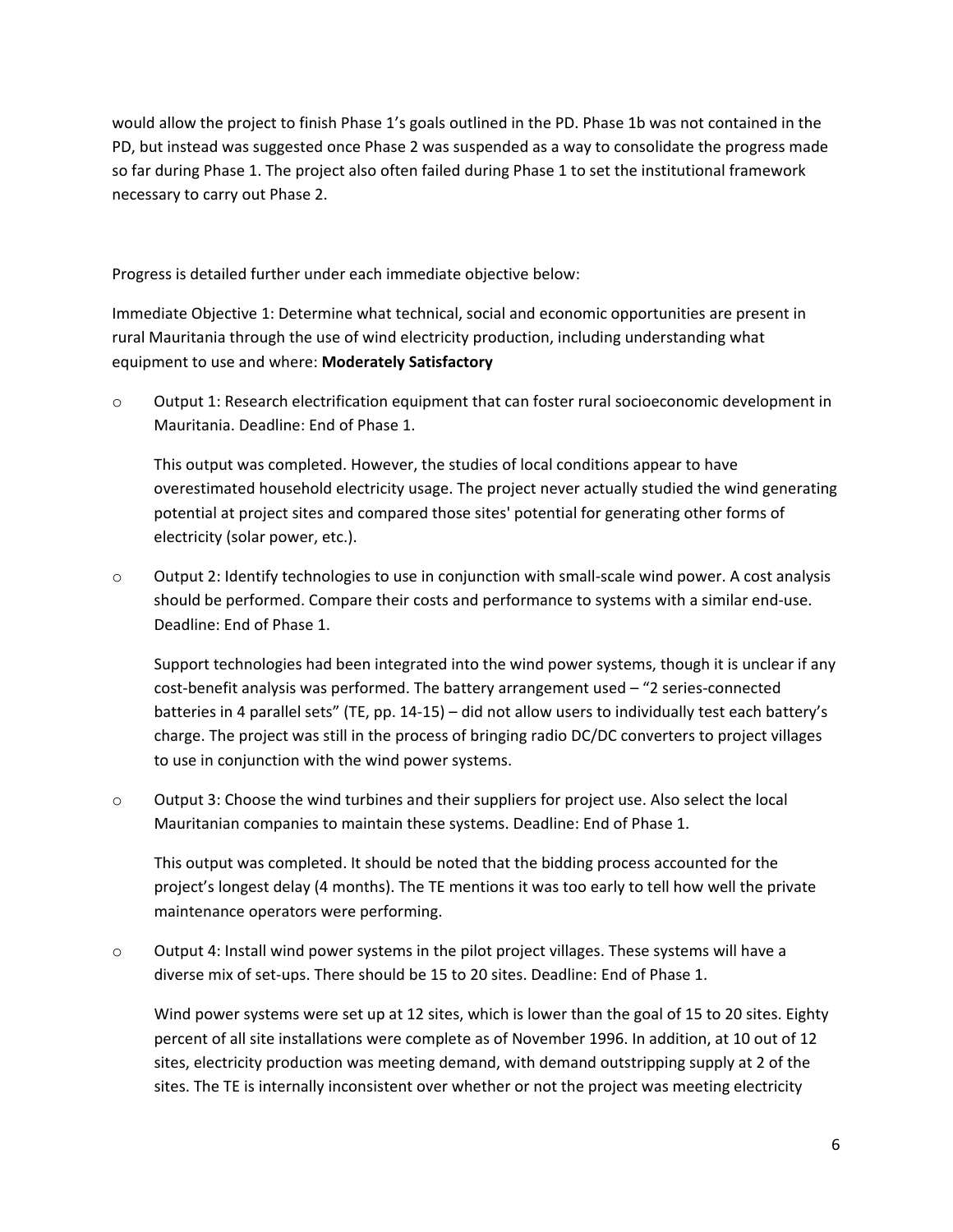would allow the project to finish Phase 1's goals outlined in the PD. Phase 1b was not contained in the PD, but instead was suggested once Phase 2 was suspended as a way to consolidate the progress made so far during Phase 1. The project also often failed during Phase 1 to set the institutional framework necessary to carry out Phase 2.

Progress is detailed further under each immediate objective below:

Immediate Objective 1: Determine what technical, social and economic opportunities are present in rural Mauritania through the use of wind electricity production, including understanding what equipment to use and where: **Moderately Satisfactory**

- Output 1: Research electrification equipment that can foster rural socioeconomic development in Mauritania. Deadline: End of Phase 1.

  This output was completed. However, the studies of local conditions appear to have overestimated household electricity usage. The project never actually studied the wind generating potential at project sites and compared those sites' potential for generating other forms of electricity (solar power, etc.).

- Output 2: Identify technologies to use in conjunction with small-scale wind power. A cost analysis should be performed. Compare their costs and performance to systems with a similar end-use. Deadline: End of Phase 1.

  Support technologies had been integrated into the wind power systems, though it is unclear if any cost-benefit analysis was performed. The battery arrangement used – "2 series-connected batteries in 4 parallel sets" (TE, pp. 14-15) – did not allow users to individually test each battery's charge. The project was still in the process of bringing radio DC/DC converters to project villages to use in conjunction with the wind power systems.

- Output 3: Choose the wind turbines and their suppliers for project use. Also select the local Mauritanian companies to maintain these systems. Deadline: End of Phase 1.

  This output was completed. It should be noted that the bidding process accounted for the project's longest delay (4 months). The TE mentions it was too early to tell how well the private maintenance operators were performing.

- Output 4: Install wind power systems in the pilot project villages. These systems will have a diverse mix of set-ups. There should be 15 to 20 sites. Deadline: End of Phase 1.

  Wind power systems were set up at 12 sites, which is lower than the goal of 15 to 20 sites. Eighty percent of all site installations were complete as of November 1996. In addition, at 10 out of 12 sites, electricity production was meeting demand, with demand outstripping supply at 2 of the sites. The TE is internally inconsistent over whether or not the project was meeting electricity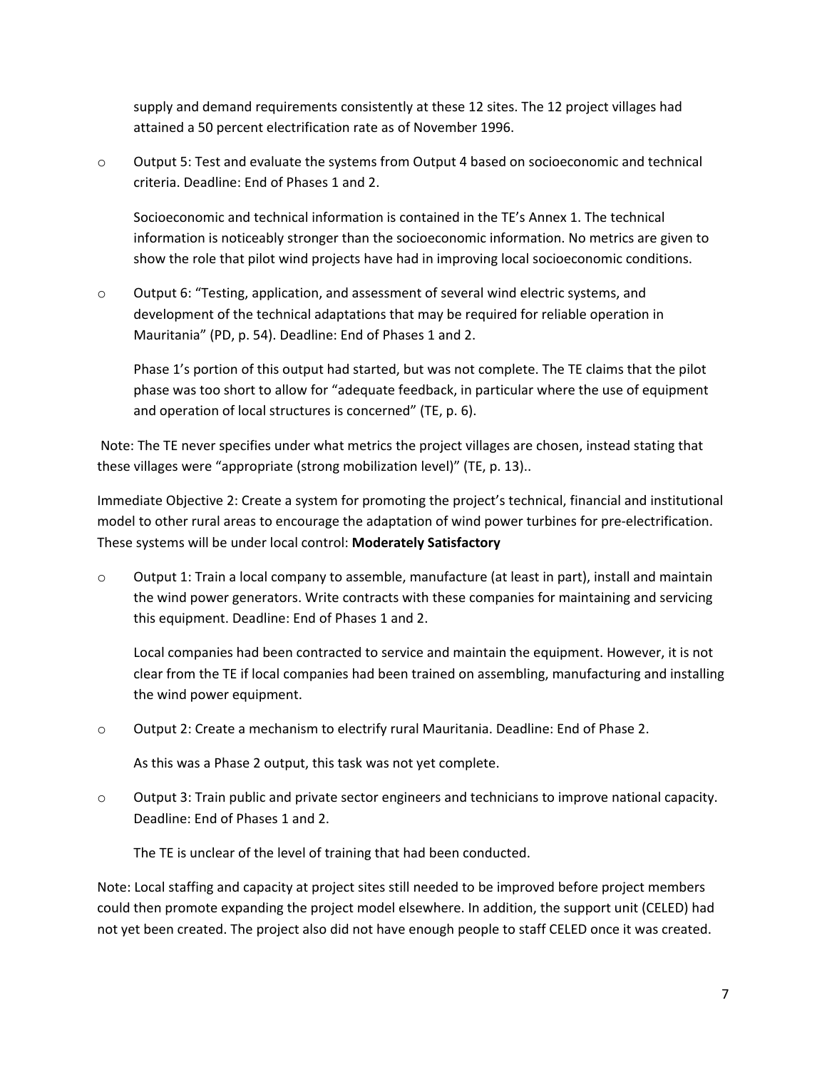supply and demand requirements consistently at these 12 sites. The 12 project villages had attained a 50 percent electrification rate as of November 1996.

- Output 5: Test and evaluate the systems from Output 4 based on socioeconomic and technical criteria. Deadline: End of Phases 1 and 2.

  Socioeconomic and technical information is contained in the TE's Annex 1. The technical information is noticeably stronger than the socioeconomic information. No metrics are given to show the role that pilot wind projects have had in improving local socioeconomic conditions.

- Output 6: "Testing, application, and assessment of several wind electric systems, and development of the technical adaptations that may be required for reliable operation in Mauritania" (PD, p. 54). Deadline: End of Phases 1 and 2.

  Phase 1's portion of this output had started, but was not complete. The TE claims that the pilot phase was too short to allow for "adequate feedback, in particular where the use of equipment and operation of local structures is concerned" (TE, p. 6).

Note: The TE never specifies under what metrics the project villages are chosen, instead stating that these villages were "appropriate (strong mobilization level)" (TE, p. 13)..

Immediate Objective 2: Create a system for promoting the project's technical, financial and institutional model to other rural areas to encourage the adaptation of wind power turbines for pre-electrification. These systems will be under local control: **Moderately Satisfactory**

- Output 1: Train a local company to assemble, manufacture (at least in part), install and maintain the wind power generators. Write contracts with these companies for maintaining and servicing this equipment. Deadline: End of Phases 1 and 2.

  Local companies had been contracted to service and maintain the equipment. However, it is not clear from the TE if local companies had been trained on assembling, manufacturing and installing the wind power equipment.

- Output 2: Create a mechanism to electrify rural Mauritania. Deadline: End of Phase 2.

  As this was a Phase 2 output, this task was not yet complete.

- Output 3: Train public and private sector engineers and technicians to improve national capacity. Deadline: End of Phases 1 and 2.

  The TE is unclear of the level of training that had been conducted.

Note: Local staffing and capacity at project sites still needed to be improved before project members could then promote expanding the project model elsewhere. In addition, the support unit (CELED) had not yet been created. The project also did not have enough people to staff CELED once it was created.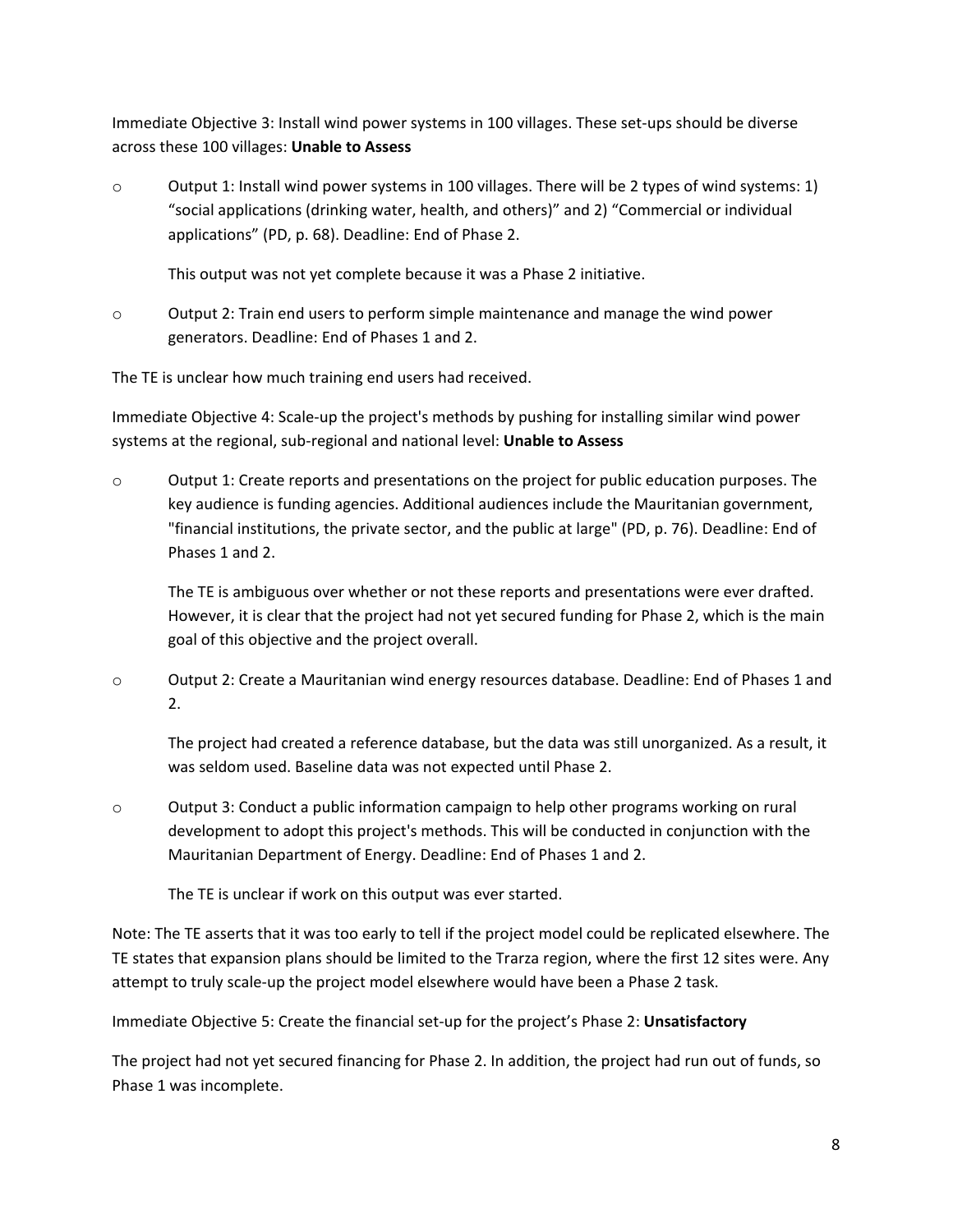Immediate Objective 3: Install wind power systems in 100 villages. These set-ups should be diverse across these 100 villages: **Unable to Assess**

- Output 1: Install wind power systems in 100 villages. There will be 2 types of wind systems: 1) "social applications (drinking water, health, and others)" and 2) "Commercial or individual applications" (PD, p. 68). Deadline: End of Phase 2.

  This output was not yet complete because it was a Phase 2 initiative.

- Output 2: Train end users to perform simple maintenance and manage the wind power generators. Deadline: End of Phases 1 and 2.

The TE is unclear how much training end users had received.

Immediate Objective 4: Scale-up the project's methods by pushing for installing similar wind power systems at the regional, sub-regional and national level: **Unable to Assess**

- Output 1: Create reports and presentations on the project for public education purposes. The key audience is funding agencies. Additional audiences include the Mauritanian government, "financial institutions, the private sector, and the public at large" (PD, p. 76). Deadline: End of Phases 1 and 2.

  The TE is ambiguous over whether or not these reports and presentations were ever drafted. However, it is clear that the project had not yet secured funding for Phase 2, which is the main goal of this objective and the project overall.

- Output 2: Create a Mauritanian wind energy resources database. Deadline: End of Phases 1 and 2.

  The project had created a reference database, but the data was still unorganized. As a result, it was seldom used. Baseline data was not expected until Phase 2.

- Output 3: Conduct a public information campaign to help other programs working on rural development to adopt this project's methods. This will be conducted in conjunction with the Mauritanian Department of Energy. Deadline: End of Phases 1 and 2.

  The TE is unclear if work on this output was ever started.

Note: The TE asserts that it was too early to tell if the project model could be replicated elsewhere. The TE states that expansion plans should be limited to the Trarza region, where the first 12 sites were. Any attempt to truly scale-up the project model elsewhere would have been a Phase 2 task.

Immediate Objective 5: Create the financial set-up for the project's Phase 2: **Unsatisfactory**

The project had not yet secured financing for Phase 2. In addition, the project had run out of funds, so Phase 1 was incomplete.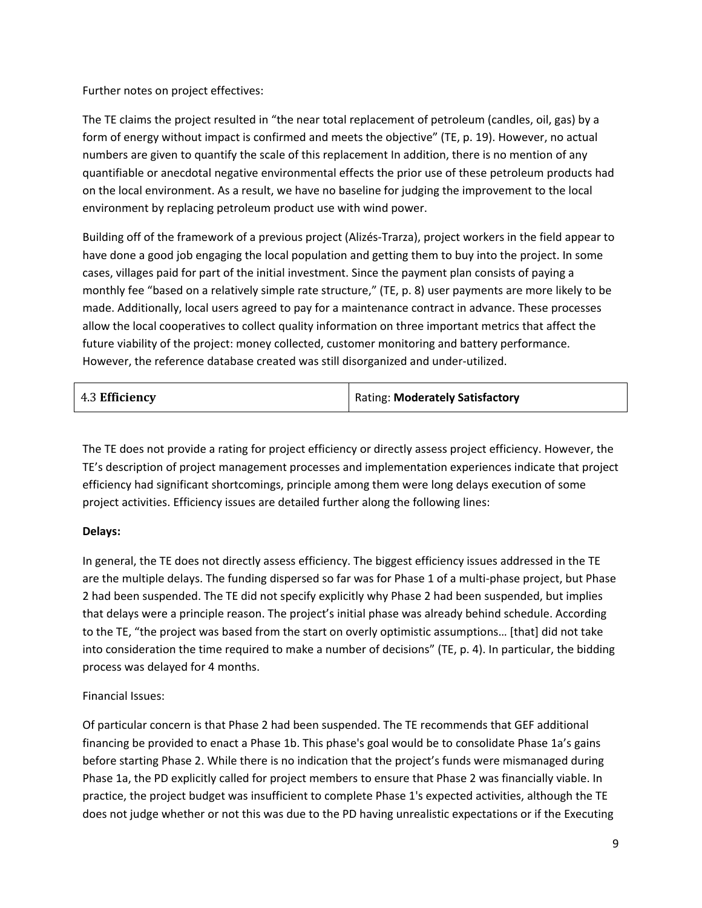Further notes on project effectives:

The TE claims the project resulted in "the near total replacement of petroleum (candles, oil, gas) by a form of energy without impact is confirmed and meets the objective" (TE, p. 19). However, no actual numbers are given to quantify the scale of this replacement In addition, there is no mention of any quantifiable or anecdotal negative environmental effects the prior use of these petroleum products had on the local environment. As a result, we have no baseline for judging the improvement to the local environment by replacing petroleum product use with wind power.

Building off of the framework of a previous project (Alizés-Trarza), project workers in the field appear to have done a good job engaging the local population and getting them to buy into the project. In some cases, villages paid for part of the initial investment. Since the payment plan consists of paying a monthly fee "based on a relatively simple rate structure," (TE, p. 8) user payments are more likely to be made. Additionally, local users agreed to pay for a maintenance contract in advance. These processes allow the local cooperatives to collect quality information on three important metrics that affect the future viability of the project: money collected, customer monitoring and battery performance. However, the reference database created was still disorganized and under-utilized.

| 4.3 **Efficiency** | Rating: **Moderately Satisfactory** |
|---|---|

The TE does not provide a rating for project efficiency or directly assess project efficiency. However, the TE's description of project management processes and implementation experiences indicate that project efficiency had significant shortcomings, principle among them were long delays execution of some project activities. Efficiency issues are detailed further along the following lines:

**Delays:**

In general, the TE does not directly assess efficiency. The biggest efficiency issues addressed in the TE are the multiple delays. The funding dispersed so far was for Phase 1 of a multi-phase project, but Phase 2 had been suspended. The TE did not specify explicitly why Phase 2 had been suspended, but implies that delays were a principle reason. The project's initial phase was already behind schedule. According to the TE, "the project was based from the start on overly optimistic assumptions… [that] did not take into consideration the time required to make a number of decisions" (TE, p. 4). In particular, the bidding process was delayed for 4 months.

Financial Issues:

Of particular concern is that Phase 2 had been suspended. The TE recommends that GEF additional financing be provided to enact a Phase 1b. This phase's goal would be to consolidate Phase 1a's gains before starting Phase 2. While there is no indication that the project's funds were mismanaged during Phase 1a, the PD explicitly called for project members to ensure that Phase 2 was financially viable. In practice, the project budget was insufficient to complete Phase 1's expected activities, although the TE does not judge whether or not this was due to the PD having unrealistic expectations or if the Executing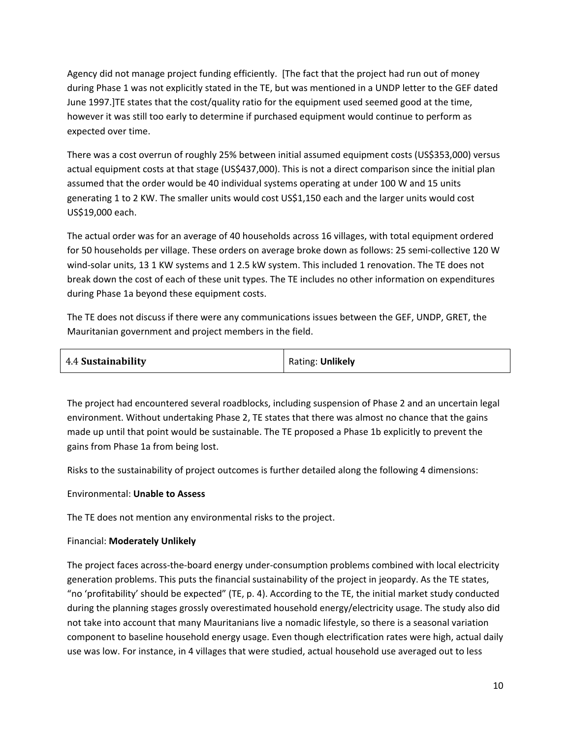Agency did not manage project funding efficiently. [The fact that the project had run out of money during Phase 1 was not explicitly stated in the TE, but was mentioned in a UNDP letter to the GEF dated June 1997.]TE states that the cost/quality ratio for the equipment used seemed good at the time, however it was still too early to determine if purchased equipment would continue to perform as expected over time.

There was a cost overrun of roughly 25% between initial assumed equipment costs (US$353,000) versus actual equipment costs at that stage (US$437,000). This is not a direct comparison since the initial plan assumed that the order would be 40 individual systems operating at under 100 W and 15 units generating 1 to 2 KW. The smaller units would cost US$1,150 each and the larger units would cost US$19,000 each.

The actual order was for an average of 40 households across 16 villages, with total equipment ordered for 50 households per village. These orders on average broke down as follows: 25 semi-collective 120 W wind-solar units, 13 1 KW systems and 1 2.5 kW system. This included 1 renovation. The TE does not break down the cost of each of these unit types. The TE includes no other information on expenditures during Phase 1a beyond these equipment costs.

The TE does not discuss if there were any communications issues between the GEF, UNDP, GRET, the Mauritanian government and project members in the field.

| 4.4 **Sustainability** | Rating: **Unlikely** |
|---|---|

The project had encountered several roadblocks, including suspension of Phase 2 and an uncertain legal environment. Without undertaking Phase 2, TE states that there was almost no chance that the gains made up until that point would be sustainable. The TE proposed a Phase 1b explicitly to prevent the gains from Phase 1a from being lost.

Risks to the sustainability of project outcomes is further detailed along the following 4 dimensions:

Environmental: **Unable to Assess**

The TE does not mention any environmental risks to the project.

Financial: **Moderately Unlikely**

The project faces across-the-board energy under-consumption problems combined with local electricity generation problems. This puts the financial sustainability of the project in jeopardy. As the TE states, "no 'profitability' should be expected" (TE, p. 4). According to the TE, the initial market study conducted during the planning stages grossly overestimated household energy/electricity usage. The study also did not take into account that many Mauritanians live a nomadic lifestyle, so there is a seasonal variation component to baseline household energy usage. Even though electrification rates were high, actual daily use was low. For instance, in 4 villages that were studied, actual household use averaged out to less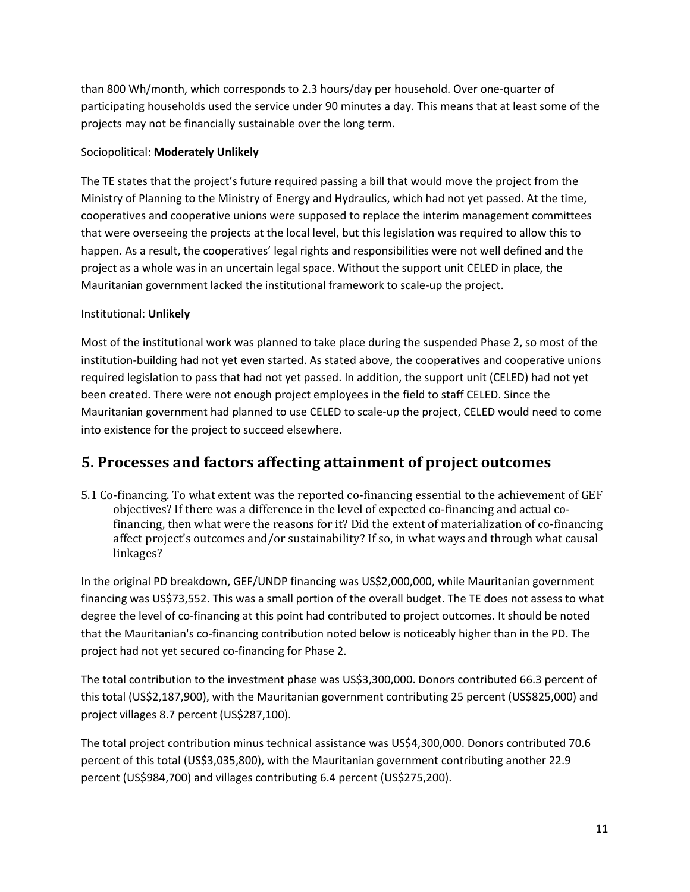than 800 Wh/month, which corresponds to 2.3 hours/day per household. Over one-quarter of participating households used the service under 90 minutes a day. This means that at least some of the projects may not be financially sustainable over the long term.

Sociopolitical: **Moderately Unlikely**

The TE states that the project's future required passing a bill that would move the project from the Ministry of Planning to the Ministry of Energy and Hydraulics, which had not yet passed. At the time, cooperatives and cooperative unions were supposed to replace the interim management committees that were overseeing the projects at the local level, but this legislation was required to allow this to happen. As a result, the cooperatives' legal rights and responsibilities were not well defined and the project as a whole was in an uncertain legal space. Without the support unit CELED in place, the Mauritanian government lacked the institutional framework to scale-up the project.

Institutional: **Unlikely**

Most of the institutional work was planned to take place during the suspended Phase 2, so most of the institution-building had not yet even started. As stated above, the cooperatives and cooperative unions required legislation to pass that had not yet passed. In addition, the support unit (CELED) had not yet been created. There were not enough project employees in the field to staff CELED. Since the Mauritanian government had planned to use CELED to scale-up the project, CELED would need to come into existence for the project to succeed elsewhere.

## 5. Processes and factors affecting attainment of project outcomes

5.1 Co-financing. To what extent was the reported co-financing essential to the achievement of GEF objectives? If there was a difference in the level of expected co-financing and actual co-financing, then what were the reasons for it? Did the extent of materialization of co-financing affect project's outcomes and/or sustainability? If so, in what ways and through what causal linkages?

In the original PD breakdown, GEF/UNDP financing was US$2,000,000, while Mauritanian government financing was US$73,552. This was a small portion of the overall budget. The TE does not assess to what degree the level of co-financing at this point had contributed to project outcomes. It should be noted that the Mauritanian's co-financing contribution noted below is noticeably higher than in the PD. The project had not yet secured co-financing for Phase 2.

The total contribution to the investment phase was US$3,300,000. Donors contributed 66.3 percent of this total (US$2,187,900), with the Mauritanian government contributing 25 percent (US$825,000) and project villages 8.7 percent (US$287,100).

The total project contribution minus technical assistance was US$4,300,000. Donors contributed 70.6 percent of this total (US$3,035,800), with the Mauritanian government contributing another 22.9 percent (US$984,700) and villages contributing 6.4 percent (US$275,200).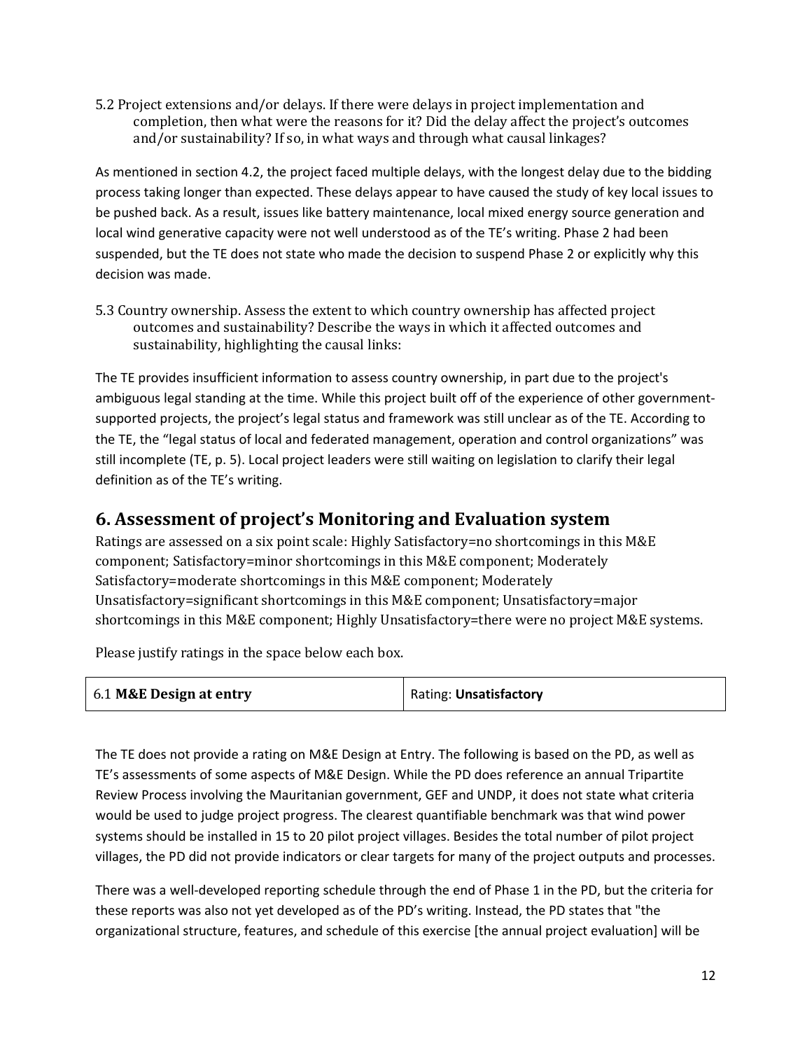5.2 Project extensions and/or delays. If there were delays in project implementation and completion, then what were the reasons for it? Did the delay affect the project's outcomes and/or sustainability? If so, in what ways and through what causal linkages?

As mentioned in section 4.2, the project faced multiple delays, with the longest delay due to the bidding process taking longer than expected. These delays appear to have caused the study of key local issues to be pushed back. As a result, issues like battery maintenance, local mixed energy source generation and local wind generative capacity were not well understood as of the TE's writing. Phase 2 had been suspended, but the TE does not state who made the decision to suspend Phase 2 or explicitly why this decision was made.

5.3 Country ownership. Assess the extent to which country ownership has affected project outcomes and sustainability? Describe the ways in which it affected outcomes and sustainability, highlighting the causal links:

The TE provides insufficient information to assess country ownership, in part due to the project's ambiguous legal standing at the time. While this project built off of the experience of other government-supported projects, the project's legal status and framework was still unclear as of the TE. According to the TE, the "legal status of local and federated management, operation and control organizations" was still incomplete (TE, p. 5). Local project leaders were still waiting on legislation to clarify their legal definition as of the TE's writing.

## 6. Assessment of project's Monitoring and Evaluation system

Ratings are assessed on a six point scale: Highly Satisfactory=no shortcomings in this M&E component; Satisfactory=minor shortcomings in this M&E component; Moderately Satisfactory=moderate shortcomings in this M&E component; Moderately Unsatisfactory=significant shortcomings in this M&E component; Unsatisfactory=major shortcomings in this M&E component; Highly Unsatisfactory=there were no project M&E systems.

Please justify ratings in the space below each box.

| 6.1 **M&E Design at entry** | Rating: **Unsatisfactory** |
|---|---|

The TE does not provide a rating on M&E Design at Entry. The following is based on the PD, as well as TE's assessments of some aspects of M&E Design. While the PD does reference an annual Tripartite Review Process involving the Mauritanian government, GEF and UNDP, it does not state what criteria would be used to judge project progress. The clearest quantifiable benchmark was that wind power systems should be installed in 15 to 20 pilot project villages. Besides the total number of pilot project villages, the PD did not provide indicators or clear targets for many of the project outputs and processes.

There was a well-developed reporting schedule through the end of Phase 1 in the PD, but the criteria for these reports was also not yet developed as of the PD's writing. Instead, the PD states that "the organizational structure, features, and schedule of this exercise [the annual project evaluation] will be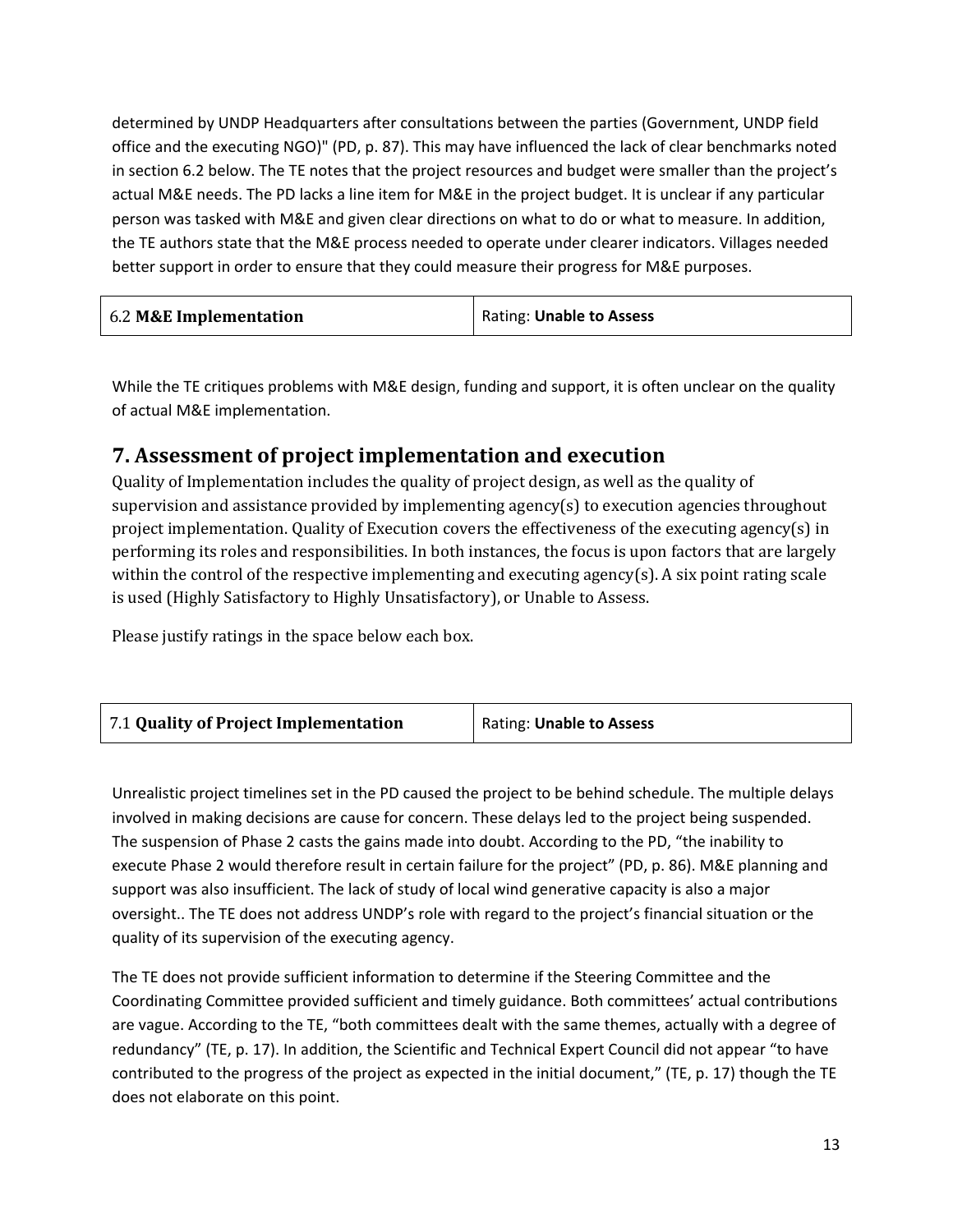determined by UNDP Headquarters after consultations between the parties (Government, UNDP field office and the executing NGO)" (PD, p. 87). This may have influenced the lack of clear benchmarks noted in section 6.2 below. The TE notes that the project resources and budget were smaller than the project's actual M&E needs. The PD lacks a line item for M&E in the project budget. It is unclear if any particular person was tasked with M&E and given clear directions on what to do or what to measure. In addition, the TE authors state that the M&E process needed to operate under clearer indicators. Villages needed better support in order to ensure that they could measure their progress for M&E purposes.

| 6.2 **M&E Implementation** | Rating: **Unable to Assess** |
|---|---|

While the TE critiques problems with M&E design, funding and support, it is often unclear on the quality of actual M&E implementation.

## 7. Assessment of project implementation and execution

Quality of Implementation includes the quality of project design, as well as the quality of supervision and assistance provided by implementing agency(s) to execution agencies throughout project implementation. Quality of Execution covers the effectiveness of the executing agency(s) in performing its roles and responsibilities. In both instances, the focus is upon factors that are largely within the control of the respective implementing and executing agency(s). A six point rating scale is used (Highly Satisfactory to Highly Unsatisfactory), or Unable to Assess.

Please justify ratings in the space below each box.

| 7.1 **Quality of Project Implementation** | Rating: **Unable to Assess** |
|---|---|

Unrealistic project timelines set in the PD caused the project to be behind schedule. The multiple delays involved in making decisions are cause for concern. These delays led to the project being suspended. The suspension of Phase 2 casts the gains made into doubt. According to the PD, "the inability to execute Phase 2 would therefore result in certain failure for the project" (PD, p. 86). M&E planning and support was also insufficient. The lack of study of local wind generative capacity is also a major oversight.. The TE does not address UNDP's role with regard to the project's financial situation or the quality of its supervision of the executing agency.

The TE does not provide sufficient information to determine if the Steering Committee and the Coordinating Committee provided sufficient and timely guidance. Both committees' actual contributions are vague. According to the TE, "both committees dealt with the same themes, actually with a degree of redundancy" (TE, p. 17). In addition, the Scientific and Technical Expert Council did not appear "to have contributed to the progress of the project as expected in the initial document," (TE, p. 17) though the TE does not elaborate on this point.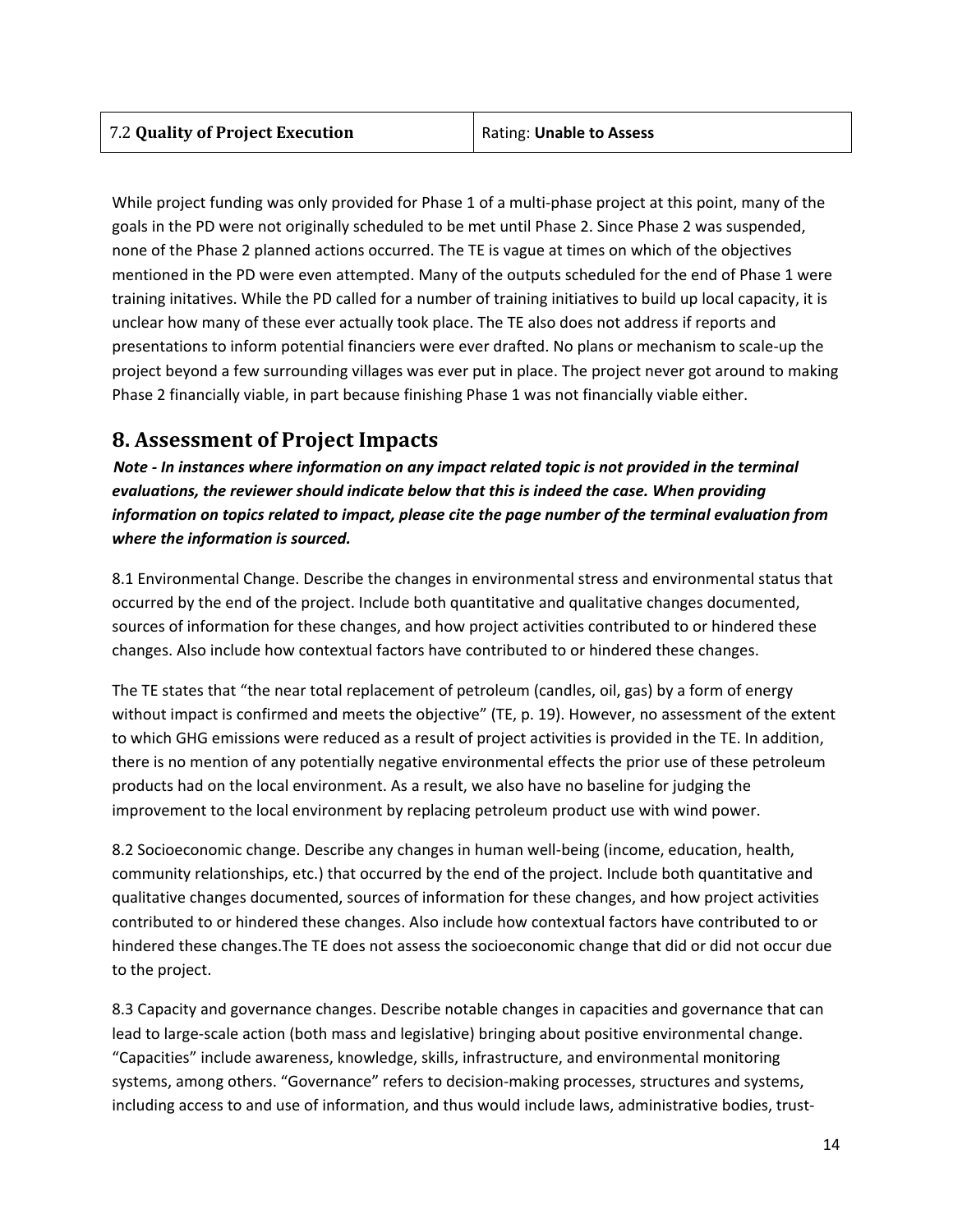| 7.2 **Quality of Project Execution** | Rating: **Unable to Assess** |
|---|---|

While project funding was only provided for Phase 1 of a multi-phase project at this point, many of the goals in the PD were not originally scheduled to be met until Phase 2. Since Phase 2 was suspended, none of the Phase 2 planned actions occurred. The TE is vague at times on which of the objectives mentioned in the PD were even attempted. Many of the outputs scheduled for the end of Phase 1 were training initatives. While the PD called for a number of training initiatives to build up local capacity, it is unclear how many of these ever actually took place. The TE also does not address if reports and presentations to inform potential financiers were ever drafted. No plans or mechanism to scale-up the project beyond a few surrounding villages was ever put in place. The project never got around to making Phase 2 financially viable, in part because finishing Phase 1 was not financially viable either.

## 8. Assessment of Project Impacts

***Note - In instances where information on any impact related topic is not provided in the terminal evaluations, the reviewer should indicate below that this is indeed the case. When providing information on topics related to impact, please cite the page number of the terminal evaluation from where the information is sourced.***

8.1 Environmental Change. Describe the changes in environmental stress and environmental status that occurred by the end of the project. Include both quantitative and qualitative changes documented, sources of information for these changes, and how project activities contributed to or hindered these changes. Also include how contextual factors have contributed to or hindered these changes.

The TE states that "the near total replacement of petroleum (candles, oil, gas) by a form of energy without impact is confirmed and meets the objective" (TE, p. 19). However, no assessment of the extent to which GHG emissions were reduced as a result of project activities is provided in the TE. In addition, there is no mention of any potentially negative environmental effects the prior use of these petroleum products had on the local environment. As a result, we also have no baseline for judging the improvement to the local environment by replacing petroleum product use with wind power.

8.2 Socioeconomic change. Describe any changes in human well-being (income, education, health, community relationships, etc.) that occurred by the end of the project. Include both quantitative and qualitative changes documented, sources of information for these changes, and how project activities contributed to or hindered these changes. Also include how contextual factors have contributed to or hindered these changes.The TE does not assess the socioeconomic change that did or did not occur due to the project.

8.3 Capacity and governance changes. Describe notable changes in capacities and governance that can lead to large-scale action (both mass and legislative) bringing about positive environmental change. "Capacities" include awareness, knowledge, skills, infrastructure, and environmental monitoring systems, among others. "Governance" refers to decision-making processes, structures and systems, including access to and use of information, and thus would include laws, administrative bodies, trust-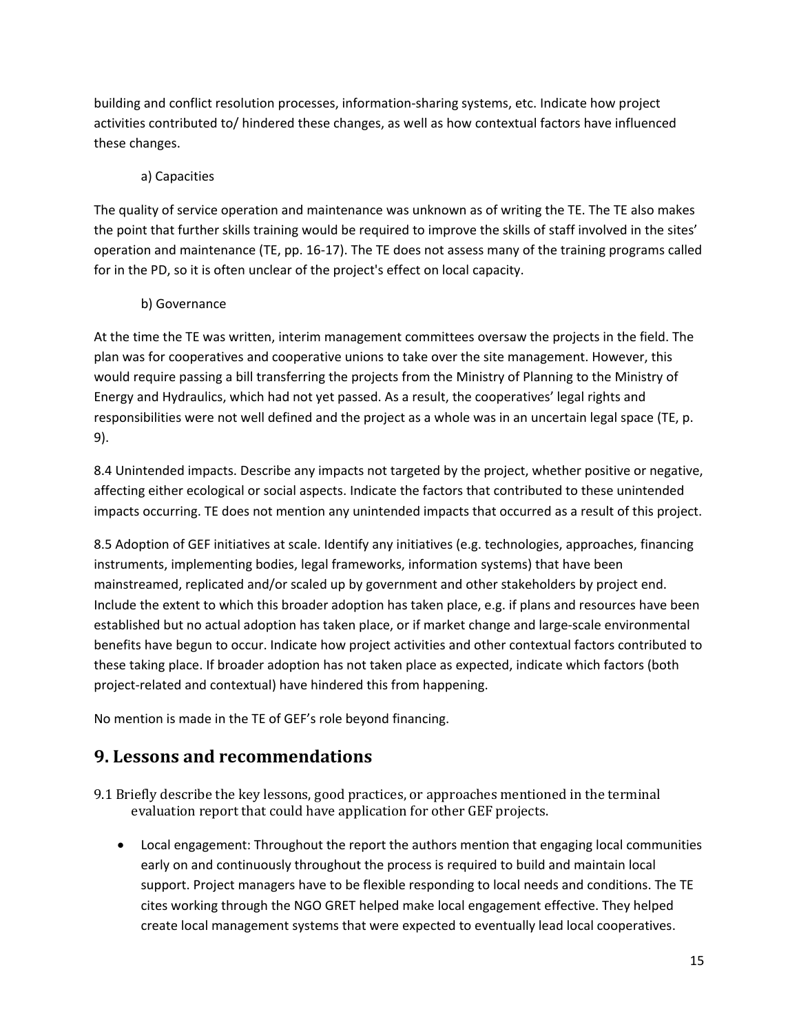building and conflict resolution processes, information-sharing systems, etc. Indicate how project activities contributed to/ hindered these changes, as well as how contextual factors have influenced these changes.

a) Capacities

The quality of service operation and maintenance was unknown as of writing the TE. The TE also makes the point that further skills training would be required to improve the skills of staff involved in the sites' operation and maintenance (TE, pp. 16-17). The TE does not assess many of the training programs called for in the PD, so it is often unclear of the project's effect on local capacity.

b) Governance

At the time the TE was written, interim management committees oversaw the projects in the field. The plan was for cooperatives and cooperative unions to take over the site management. However, this would require passing a bill transferring the projects from the Ministry of Planning to the Ministry of Energy and Hydraulics, which had not yet passed. As a result, the cooperatives' legal rights and responsibilities were not well defined and the project as a whole was in an uncertain legal space (TE, p. 9).

8.4 Unintended impacts. Describe any impacts not targeted by the project, whether positive or negative, affecting either ecological or social aspects. Indicate the factors that contributed to these unintended impacts occurring. TE does not mention any unintended impacts that occurred as a result of this project.

8.5 Adoption of GEF initiatives at scale. Identify any initiatives (e.g. technologies, approaches, financing instruments, implementing bodies, legal frameworks, information systems) that have been mainstreamed, replicated and/or scaled up by government and other stakeholders by project end. Include the extent to which this broader adoption has taken place, e.g. if plans and resources have been established but no actual adoption has taken place, or if market change and large-scale environmental benefits have begun to occur. Indicate how project activities and other contextual factors contributed to these taking place. If broader adoption has not taken place as expected, indicate which factors (both project-related and contextual) have hindered this from happening.

No mention is made in the TE of GEF's role beyond financing.

## 9. Lessons and recommendations

9.1 Briefly describe the key lessons, good practices, or approaches mentioned in the terminal evaluation report that could have application for other GEF projects.

- Local engagement: Throughout the report the authors mention that engaging local communities early on and continuously throughout the process is required to build and maintain local support. Project managers have to be flexible responding to local needs and conditions. The TE cites working through the NGO GRET helped make local engagement effective. They helped create local management systems that were expected to eventually lead local cooperatives.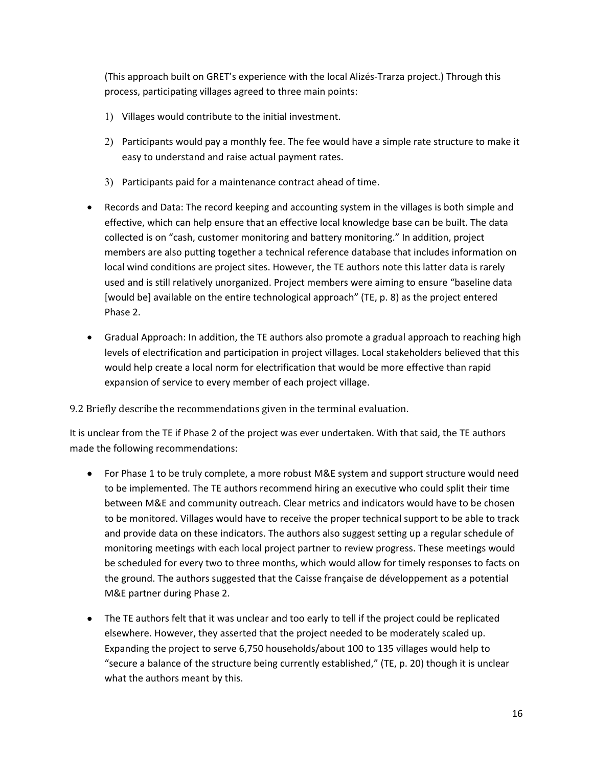(This approach built on GRET's experience with the local Alizés-Trarza project.) Through this process, participating villages agreed to three main points:

1) Villages would contribute to the initial investment.

2) Participants would pay a monthly fee. The fee would have a simple rate structure to make it easy to understand and raise actual payment rates.

3) Participants paid for a maintenance contract ahead of time.

- Records and Data: The record keeping and accounting system in the villages is both simple and effective, which can help ensure that an effective local knowledge base can be built. The data collected is on "cash, customer monitoring and battery monitoring." In addition, project members are also putting together a technical reference database that includes information on local wind conditions are project sites. However, the TE authors note this latter data is rarely used and is still relatively unorganized. Project members were aiming to ensure "baseline data [would be] available on the entire technological approach" (TE, p. 8) as the project entered Phase 2.

- Gradual Approach: In addition, the TE authors also promote a gradual approach to reaching high levels of electrification and participation in project villages. Local stakeholders believed that this would help create a local norm for electrification that would be more effective than rapid expansion of service to every member of each project village.

### 9.2 Briefly describe the recommendations given in the terminal evaluation.

It is unclear from the TE if Phase 2 of the project was ever undertaken. With that said, the TE authors made the following recommendations:

- For Phase 1 to be truly complete, a more robust M&E system and support structure would need to be implemented. The TE authors recommend hiring an executive who could split their time between M&E and community outreach. Clear metrics and indicators would have to be chosen to be monitored. Villages would have to receive the proper technical support to be able to track and provide data on these indicators. The authors also suggest setting up a regular schedule of monitoring meetings with each local project partner to review progress. These meetings would be scheduled for every two to three months, which would allow for timely responses to facts on the ground. The authors suggested that the Caisse française de développement as a potential M&E partner during Phase 2.

- The TE authors felt that it was unclear and too early to tell if the project could be replicated elsewhere. However, they asserted that the project needed to be moderately scaled up. Expanding the project to serve 6,750 households/about 100 to 135 villages would help to "secure a balance of the structure being currently established," (TE, p. 20) though it is unclear what the authors meant by this.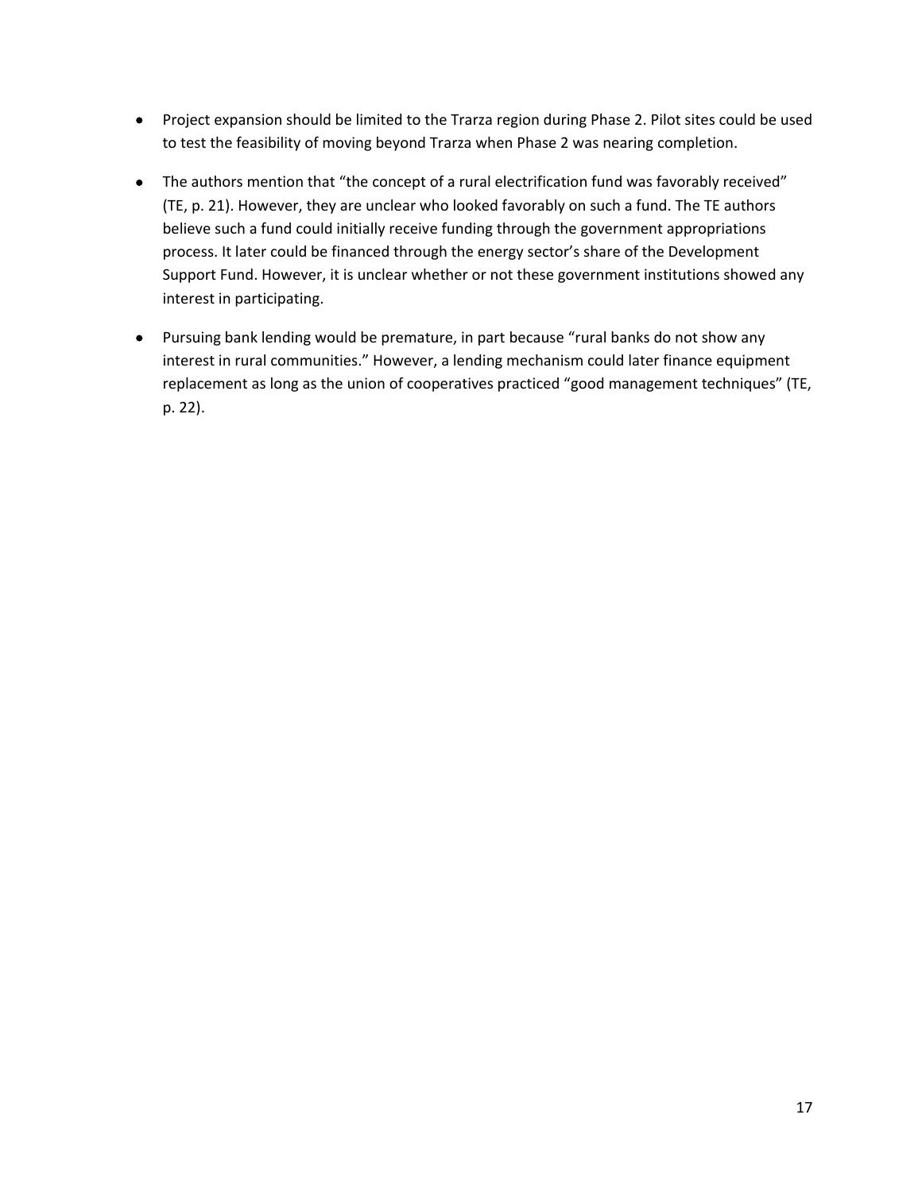- Project expansion should be limited to the Trarza region during Phase 2. Pilot sites could be used to test the feasibility of moving beyond Trarza when Phase 2 was nearing completion.
- The authors mention that "the concept of a rural electrification fund was favorably received" (TE, p. 21). However, they are unclear who looked favorably on such a fund. The TE authors believe such a fund could initially receive funding through the government appropriations process. It later could be financed through the energy sector's share of the Development Support Fund. However, it is unclear whether or not these government institutions showed any interest in participating.
- Pursuing bank lending would be premature, in part because "rural banks do not show any interest in rural communities." However, a lending mechanism could later finance equipment replacement as long as the union of cooperatives practiced "good management techniques" (TE, p. 22).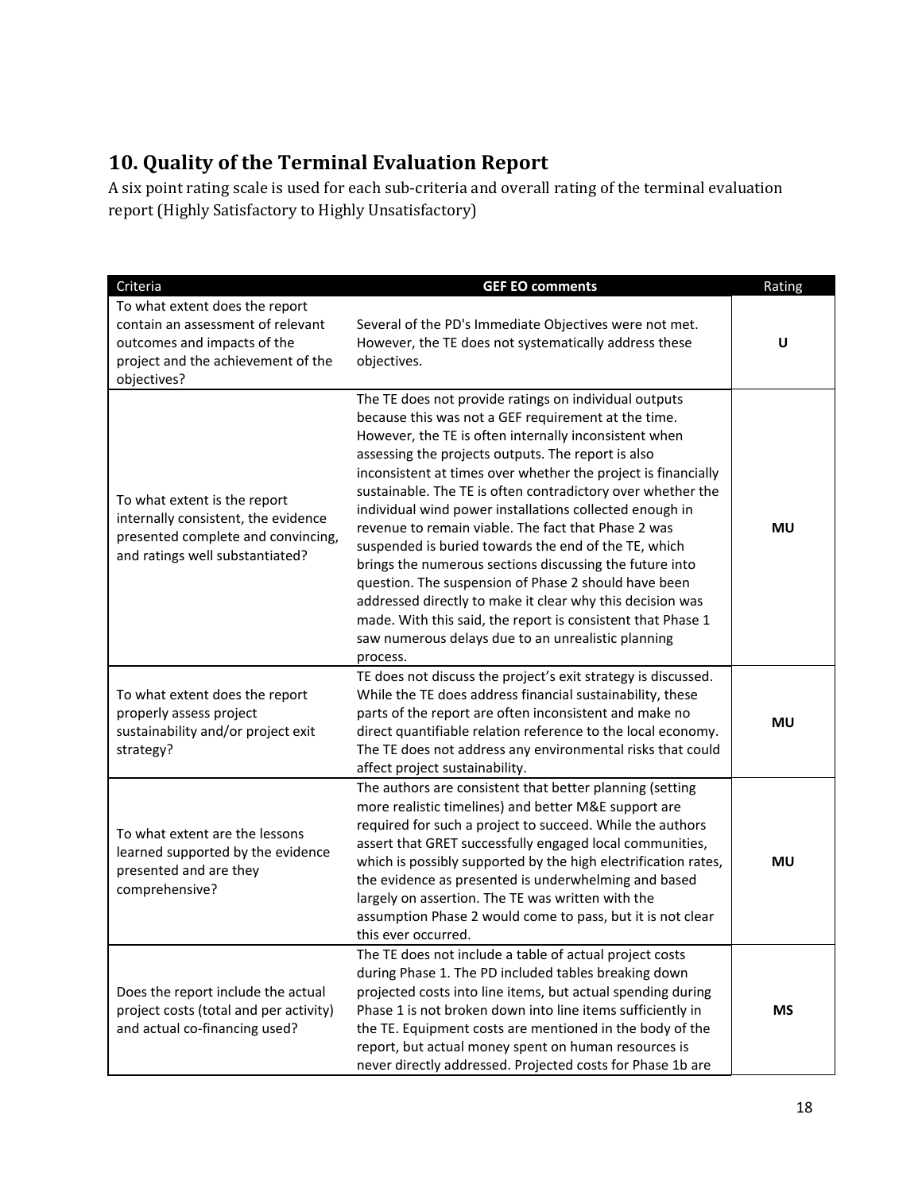## 10. Quality of the Terminal Evaluation Report

A six point rating scale is used for each sub-criteria and overall rating of the terminal evaluation report (Highly Satisfactory to Highly Unsatisfactory)

| Criteria | GEF EO comments | Rating |
|---|---|---|
| To what extent does the report contain an assessment of relevant outcomes and impacts of the project and the achievement of the objectives? | Several of the PD's Immediate Objectives were not met. However, the TE does not systematically address these objectives. | **U** |
| To what extent is the report internally consistent, the evidence presented complete and convincing, and ratings well substantiated? | The TE does not provide ratings on individual outputs because this was not a GEF requirement at the time. However, the TE is often internally inconsistent when assessing the projects outputs. The report is also inconsistent at times over whether the project is financially sustainable. The TE is often contradictory over whether the individual wind power installations collected enough in revenue to remain viable. The fact that Phase 2 was suspended is buried towards the end of the TE, which brings the numerous sections discussing the future into question. The suspension of Phase 2 should have been addressed directly to make it clear why this decision was made. With this said, the report is consistent that Phase 1 saw numerous delays due to an unrealistic planning process. | **MU** |
| To what extent does the report properly assess project sustainability and/or project exit strategy? | TE does not discuss the project's exit strategy is discussed. While the TE does address financial sustainability, these parts of the report are often inconsistent and make no direct quantifiable relation reference to the local economy. The TE does not address any environmental risks that could affect project sustainability. | **MU** |
| To what extent are the lessons learned supported by the evidence presented and are they comprehensive? | The authors are consistent that better planning (setting more realistic timelines) and better M&E support are required for such a project to succeed. While the authors assert that GRET successfully engaged local communities, which is possibly supported by the high electrification rates, the evidence as presented is underwhelming and based largely on assertion. The TE was written with the assumption Phase 2 would come to pass, but it is not clear this ever occurred. | **MU** |
| Does the report include the actual project costs (total and per activity) and actual co-financing used? | The TE does not include a table of actual project costs during Phase 1. The PD included tables breaking down projected costs into line items, but actual spending during Phase 1 is not broken down into line items sufficiently in the TE. Equipment costs are mentioned in the body of the report, but actual money spent on human resources is never directly addressed. Projected costs for Phase 1b are | **MS** |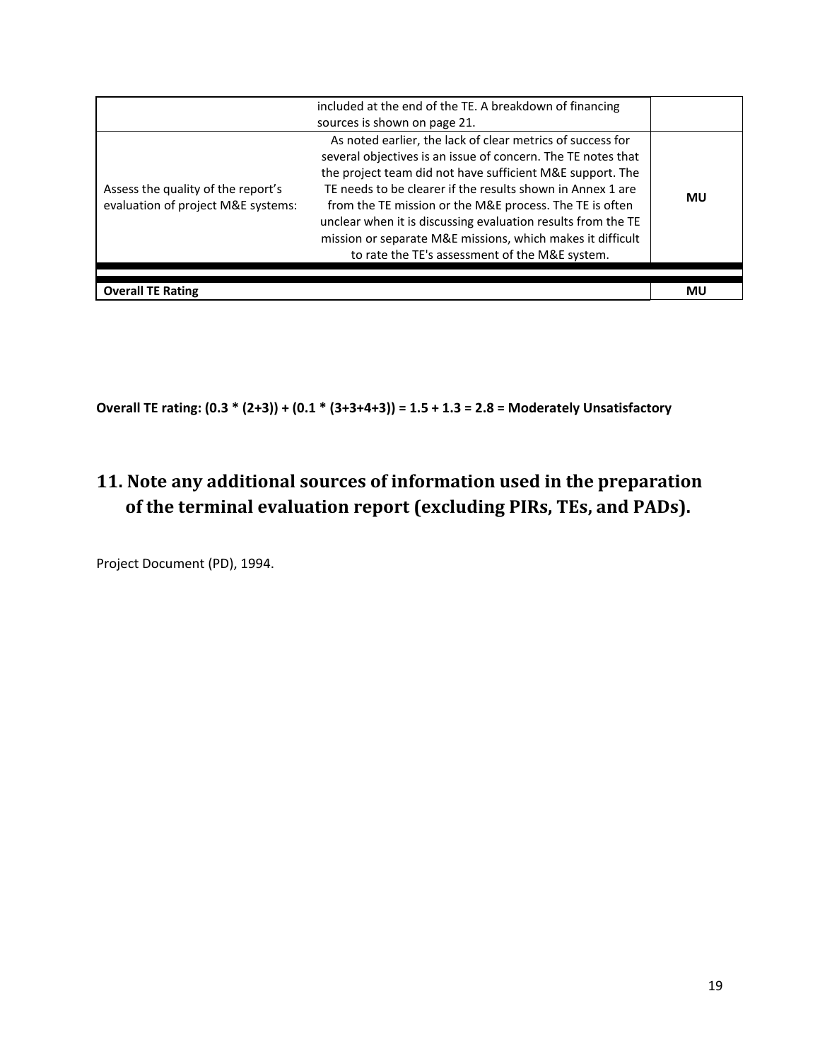| | | |
|---|---|---|
| | included at the end of the TE. A breakdown of financing sources is shown on page 21. | |
| Assess the quality of the report's evaluation of project M&E systems: | As noted earlier, the lack of clear metrics of success for several objectives is an issue of concern. The TE notes that the project team did not have sufficient M&E support. The TE needs to be clearer if the results shown in Annex 1 are from the TE mission or the M&E process. The TE is often unclear when it is discussing evaluation results from the TE mission or separate M&E missions, which makes it difficult to rate the TE's assessment of the M&E system. | **MU** |
| **Overall TE Rating** | | **MU** |

**Overall TE rating: (0.3 * (2+3)) + (0.1 * (3+3+4+3)) = 1.5 + 1.3 = 2.8 = Moderately Unsatisfactory**

## 11. Note any additional sources of information used in the preparation of the terminal evaluation report (excluding PIRs, TEs, and PADs).

Project Document (PD), 1994.